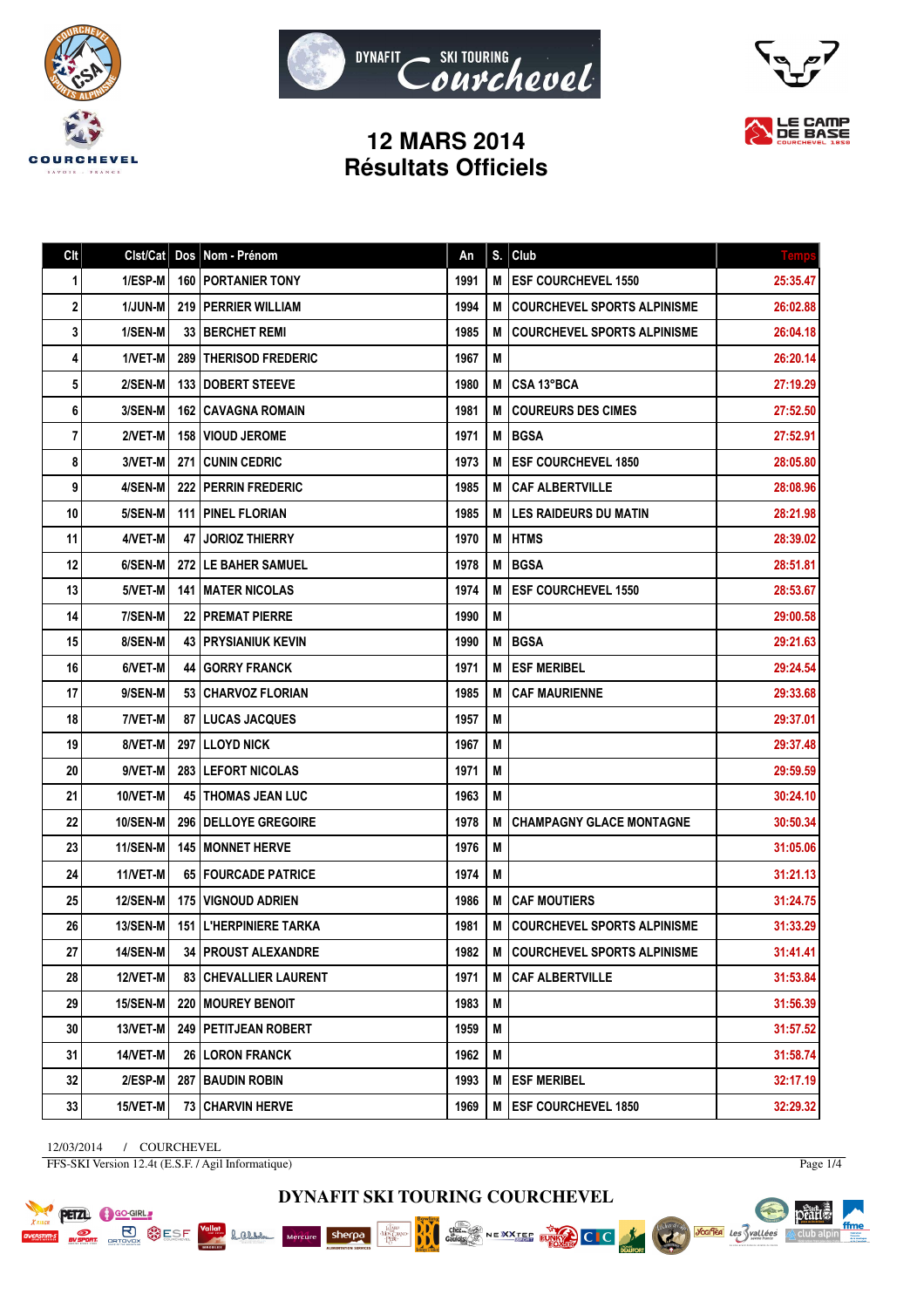# 12 MARS 2014
# Résultats Officiels

| Clt | Clst/Cat | Dos | Nom - Prénom | An | S. | Club | Temps |
|---|---|---|---|---|---|---|---|
| 1 | 1/ESP-M | 160 | PORTANIER TONY | 1991 | M | ESF COURCHEVEL 1550 | 25:35.47 |
| 2 | 1/JUN-M | 219 | PERRIER WILLIAM | 1994 | M | COURCHEVEL SPORTS ALPINISME | 26:02.88 |
| 3 | 1/SEN-M | 33 | BERCHET REMI | 1985 | M | COURCHEVEL SPORTS ALPINISME | 26:04.18 |
| 4 | 1/VET-M | 289 | THERISOD FREDERIC | 1967 | M | | 26:20.14 |
| 5 | 2/SEN-M | 133 | DOBERT STEEVE | 1980 | M | CSA 13°BCA | 27:19.29 |
| 6 | 3/SEN-M | 162 | CAVAGNA ROMAIN | 1981 | M | COUREURS DES CIMES | 27:52.50 |
| 7 | 2/VET-M | 158 | VIOUD JEROME | 1971 | M | BGSA | 27:52.91 |
| 8 | 3/VET-M | 271 | CUNIN CEDRIC | 1973 | M | ESF COURCHEVEL 1850 | 28:05.80 |
| 9 | 4/SEN-M | 222 | PERRIN FREDERIC | 1985 | M | CAF ALBERTVILLE | 28:08.96 |
| 10 | 5/SEN-M | 111 | PINEL FLORIAN | 1985 | M | LES RAIDEURS DU MATIN | 28:21.98 |
| 11 | 4/VET-M | 47 | JORIOZ THIERRY | 1970 | M | HTMS | 28:39.02 |
| 12 | 6/SEN-M | 272 | LE BAHER SAMUEL | 1978 | M | BGSA | 28:51.81 |
| 13 | 5/VET-M | 141 | MATER NICOLAS | 1974 | M | ESF COURCHEVEL 1550 | 28:53.67 |
| 14 | 7/SEN-M | 22 | PREMAT PIERRE | 1990 | M | | 29:00.58 |
| 15 | 8/SEN-M | 43 | PRYSIANIUK KEVIN | 1990 | M | BGSA | 29:21.63 |
| 16 | 6/VET-M | 44 | GORRY FRANCK | 1971 | M | ESF MERIBEL | 29:24.54 |
| 17 | 9/SEN-M | 53 | CHARVOZ FLORIAN | 1985 | M | CAF MAURIENNE | 29:33.68 |
| 18 | 7/VET-M | 87 | LUCAS JACQUES | 1957 | M | | 29:37.01 |
| 19 | 8/VET-M | 297 | LLOYD NICK | 1967 | M | | 29:37.48 |
| 20 | 9/VET-M | 283 | LEFORT NICOLAS | 1971 | M | | 29:59.59 |
| 21 | 10/VET-M | 45 | THOMAS JEAN LUC | 1963 | M | | 30:24.10 |
| 22 | 10/SEN-M | 296 | DELLOYE GREGOIRE | 1978 | M | CHAMPAGNY GLACE MONTAGNE | 30:50.34 |
| 23 | 11/SEN-M | 145 | MONNET HERVE | 1976 | M | | 31:05.06 |
| 24 | 11/VET-M | 65 | FOURCADE PATRICE | 1974 | M | | 31:21.13 |
| 25 | 12/SEN-M | 175 | VIGNOUD ADRIEN | 1986 | M | CAF MOUTIERS | 31:24.75 |
| 26 | 13/SEN-M | 151 | L'HERPINIERE TARKA | 1981 | M | COURCHEVEL SPORTS ALPINISME | 31:33.29 |
| 27 | 14/SEN-M | 34 | PROUST ALEXANDRE | 1982 | M | COURCHEVEL SPORTS ALPINISME | 31:41.41 |
| 28 | 12/VET-M | 83 | CHEVALLIER LAURENT | 1971 | M | CAF ALBERTVILLE | 31:53.84 |
| 29 | 15/SEN-M | 220 | MOUREY BENOIT | 1983 | M | | 31:56.39 |
| 30 | 13/VET-M | 249 | PETITJEAN ROBERT | 1959 | M | | 31:57.52 |
| 31 | 14/VET-M | 26 | LORON FRANCK | 1962 | M | | 31:58.74 |
| 32 | 2/ESP-M | 287 | BAUDIN ROBIN | 1993 | M | ESF MERIBEL | 32:17.19 |
| 33 | 15/VET-M | 73 | CHARVIN HERVE | 1969 | M | ESF COURCHEVEL 1850 | 32:29.32 |

12/03/2014 / COURCHEVEL
FFS-SKI Version 12.4t (E.S.F. / Agil Informatique)

DYNAFIT SKI TOURING COURCHEVEL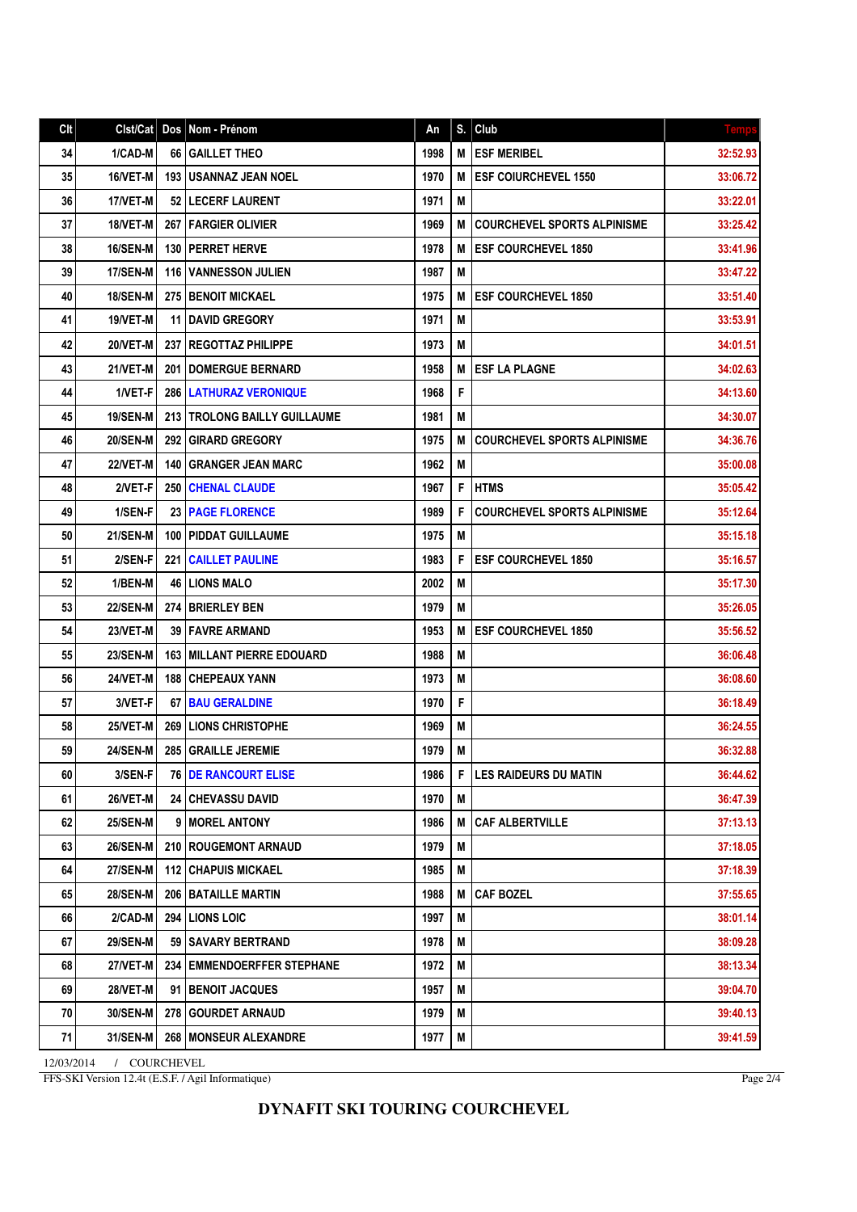| Clt | Clst/Cat | Dos | Nom - Prénom | An | S. | Club | Temps |
|---|---|---|---|---|---|---|---|
| 34 | 1/CAD-M | 66 | GAILLET THEO | 1998 | M | ESF MERIBEL | 32:52.93 |
| 35 | 16/VET-M | 193 | USANNAZ JEAN NOEL | 1970 | M | ESF COIURCHEVEL 1550 | 33:06.72 |
| 36 | 17/VET-M | 52 | LECERF LAURENT | 1971 | M | | 33:22.01 |
| 37 | 18/VET-M | 267 | FARGIER OLIVIER | 1969 | M | COURCHEVEL SPORTS ALPINISME | 33:25.42 |
| 38 | 16/SEN-M | 130 | PERRET HERVE | 1978 | M | ESF COURCHEVEL 1850 | 33:41.96 |
| 39 | 17/SEN-M | 116 | VANNESSON JULIEN | 1987 | M | | 33:47.22 |
| 40 | 18/SEN-M | 275 | BENOIT MICKAEL | 1975 | M | ESF COURCHEVEL 1850 | 33:51.40 |
| 41 | 19/VET-M | 11 | DAVID GREGORY | 1971 | M | | 33:53.91 |
| 42 | 20/VET-M | 237 | REGOTTAZ PHILIPPE | 1973 | M | | 34:01.51 |
| 43 | 21/VET-M | 201 | DOMERGUE BERNARD | 1958 | M | ESF LA PLAGNE | 34:02.63 |
| 44 | 1/VET-F | 286 | LATHURAZ VERONIQUE | 1968 | F | | 34:13.60 |
| 45 | 19/SEN-M | 213 | TROLONG BAILLY GUILLAUME | 1981 | M | | 34:30.07 |
| 46 | 20/SEN-M | 292 | GIRARD GREGORY | 1975 | M | COURCHEVEL SPORTS ALPINISME | 34:36.76 |
| 47 | 22/VET-M | 140 | GRANGER JEAN MARC | 1962 | M | | 35:00.08 |
| 48 | 2/VET-F | 250 | CHENAL CLAUDE | 1967 | F | HTMS | 35:05.42 |
| 49 | 1/SEN-F | 23 | PAGE FLORENCE | 1989 | F | COURCHEVEL SPORTS ALPINISME | 35:12.64 |
| 50 | 21/SEN-M | 100 | PIDDAT GUILLAUME | 1975 | M | | 35:15.18 |
| 51 | 2/SEN-F | 221 | CAILLET PAULINE | 1983 | F | ESF COURCHEVEL 1850 | 35:16.57 |
| 52 | 1/BEN-M | 46 | LIONS MALO | 2002 | M | | 35:17.30 |
| 53 | 22/SEN-M | 274 | BRIERLEY BEN | 1979 | M | | 35:26.05 |
| 54 | 23/VET-M | 39 | FAVRE ARMAND | 1953 | M | ESF COURCHEVEL 1850 | 35:56.52 |
| 55 | 23/SEN-M | 163 | MILLANT PIERRE EDOUARD | 1988 | M | | 36:06.48 |
| 56 | 24/VET-M | 188 | CHEPEAUX YANN | 1973 | M | | 36:08.60 |
| 57 | 3/VET-F | 67 | BAU GERALDINE | 1970 | F | | 36:18.49 |
| 58 | 25/VET-M | 269 | LIONS CHRISTOPHE | 1969 | M | | 36:24.55 |
| 59 | 24/SEN-M | 285 | GRAILLE JEREMIE | 1979 | M | | 36:32.88 |
| 60 | 3/SEN-F | 76 | DE RANCOURT ELISE | 1986 | F | LES RAIDEURS DU MATIN | 36:44.62 |
| 61 | 26/VET-M | 24 | CHEVASSU DAVID | 1970 | M | | 36:47.39 |
| 62 | 25/SEN-M | 9 | MOREL ANTONY | 1986 | M | CAF ALBERTVILLE | 37:13.13 |
| 63 | 26/SEN-M | 210 | ROUGEMONT ARNAUD | 1979 | M | | 37:18.05 |
| 64 | 27/SEN-M | 112 | CHAPUIS MICKAEL | 1985 | M | | 37:18.39 |
| 65 | 28/SEN-M | 206 | BATAILLE MARTIN | 1988 | M | CAF BOZEL | 37:55.65 |
| 66 | 2/CAD-M | 294 | LIONS LOIC | 1997 | M | | 38:01.14 |
| 67 | 29/SEN-M | 59 | SAVARY BERTRAND | 1978 | M | | 38:09.28 |
| 68 | 27/VET-M | 234 | EMMENDOERFFER STEPHANE | 1972 | M | | 38:13.34 |
| 69 | 28/VET-M | 91 | BENOIT JACQUES | 1957 | M | | 39:04.70 |
| 70 | 30/SEN-M | 278 | GOURDET ARNAUD | 1979 | M | | 39:40.13 |
| 71 | 31/SEN-M | 268 | MONSEUR ALEXANDRE | 1977 | M | | 39:41.59 |

12/03/2014 / COURCHEVEL

FFS-SKI Version 12.4t (E.S.F. / Agil Informatique)

**DYNAFIT SKI TOURING COURCHEVEL**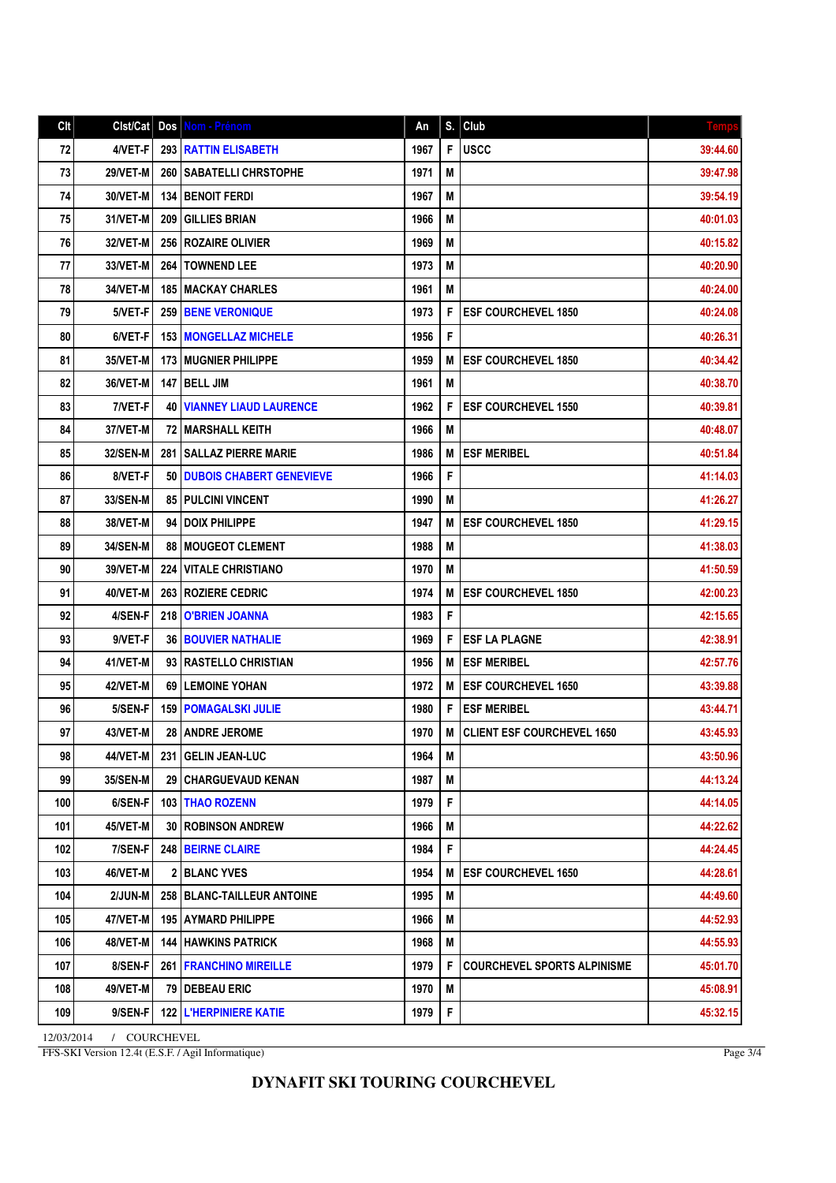| Clt | Clst/Cat | Dos | Nom - Prénom | An | S. | Club | Temps |
|---|---|---|---|---|---|---|---|
| 72 | 4/VET-F | 293 | RATTIN ELISABETH | 1967 | F | USCC | 39:44.60 |
| 73 | 29/VET-M | 260 | SABATELLI CHRSTOPHE | 1971 | M | | 39:47.98 |
| 74 | 30/VET-M | 134 | BENOIT FERDI | 1967 | M | | 39:54.19 |
| 75 | 31/VET-M | 209 | GILLIES BRIAN | 1966 | M | | 40:01.03 |
| 76 | 32/VET-M | 256 | ROZAIRE OLIVIER | 1969 | M | | 40:15.82 |
| 77 | 33/VET-M | 264 | TOWNEND LEE | 1973 | M | | 40:20.90 |
| 78 | 34/VET-M | 185 | MACKAY CHARLES | 1961 | M | | 40:24.00 |
| 79 | 5/VET-F | 259 | BENE VERONIQUE | 1973 | F | ESF COURCHEVEL 1850 | 40:24.08 |
| 80 | 6/VET-F | 153 | MONGELLAZ MICHELE | 1956 | F | | 40:26.31 |
| 81 | 35/VET-M | 173 | MUGNIER PHILIPPE | 1959 | M | ESF COURCHEVEL 1850 | 40:34.42 |
| 82 | 36/VET-M | 147 | BELL JIM | 1961 | M | | 40:38.70 |
| 83 | 7/VET-F | 40 | VIANNEY LIAUD LAURENCE | 1962 | F | ESF COURCHEVEL 1550 | 40:39.81 |
| 84 | 37/VET-M | 72 | MARSHALL KEITH | 1966 | M | | 40:48.07 |
| 85 | 32/SEN-M | 281 | SALLAZ PIERRE MARIE | 1986 | M | ESF MERIBEL | 40:51.84 |
| 86 | 8/VET-F | 50 | DUBOIS CHABERT GENEVIEVE | 1966 | F | | 41:14.03 |
| 87 | 33/SEN-M | 85 | PULCINI VINCENT | 1990 | M | | 41:26.27 |
| 88 | 38/VET-M | 94 | DOIX PHILIPPE | 1947 | M | ESF COURCHEVEL 1850 | 41:29.15 |
| 89 | 34/SEN-M | 88 | MOUGEOT CLEMENT | 1988 | M | | 41:38.03 |
| 90 | 39/VET-M | 224 | VITALE CHRISTIANO | 1970 | M | | 41:50.59 |
| 91 | 40/VET-M | 263 | ROZIERE CEDRIC | 1974 | M | ESF COURCHEVEL 1850 | 42:00.23 |
| 92 | 4/SEN-F | 218 | O'BRIEN JOANNA | 1983 | F | | 42:15.65 |
| 93 | 9/VET-F | 36 | BOUVIER NATHALIE | 1969 | F | ESF LA PLAGNE | 42:38.91 |
| 94 | 41/VET-M | 93 | RASTELLO CHRISTIAN | 1956 | M | ESF MERIBEL | 42:57.76 |
| 95 | 42/VET-M | 69 | LEMOINE YOHAN | 1972 | M | ESF COURCHEVEL 1650 | 43:39.88 |
| 96 | 5/SEN-F | 159 | POMAGALSKI JULIE | 1980 | F | ESF MERIBEL | 43:44.71 |
| 97 | 43/VET-M | 28 | ANDRE JEROME | 1970 | M | CLIENT ESF COURCHEVEL 1650 | 43:45.93 |
| 98 | 44/VET-M | 231 | GELIN JEAN-LUC | 1964 | M | | 43:50.96 |
| 99 | 35/SEN-M | 29 | CHARGUEVAUD KENAN | 1987 | M | | 44:13.24 |
| 100 | 6/SEN-F | 103 | THAO ROZENN | 1979 | F | | 44:14.05 |
| 101 | 45/VET-M | 30 | ROBINSON ANDREW | 1966 | M | | 44:22.62 |
| 102 | 7/SEN-F | 248 | BEIRNE CLAIRE | 1984 | F | | 44:24.45 |
| 103 | 46/VET-M | 2 | BLANC YVES | 1954 | M | ESF COURCHEVEL 1650 | 44:28.61 |
| 104 | 2/JUN-M | 258 | BLANC-TAILLEUR ANTOINE | 1995 | M | | 44:49.60 |
| 105 | 47/VET-M | 195 | AYMARD PHILIPPE | 1966 | M | | 44:52.93 |
| 106 | 48/VET-M | 144 | HAWKINS PATRICK | 1968 | M | | 44:55.93 |
| 107 | 8/SEN-F | 261 | FRANCHINO MIREILLE | 1979 | F | COURCHEVEL SPORTS ALPINISME | 45:01.70 |
| 108 | 49/VET-M | 79 | DEBEAU ERIC | 1970 | M | | 45:08.91 |
| 109 | 9/SEN-F | 122 | L'HERPINIERE KATIE | 1979 | F | | 45:32.15 |

12/03/2014 / COURCHEVEL

FFS-SKI Version 12.4t (E.S.F. / Agil Informatique)

**DYNAFIT SKI TOURING COURCHEVEL**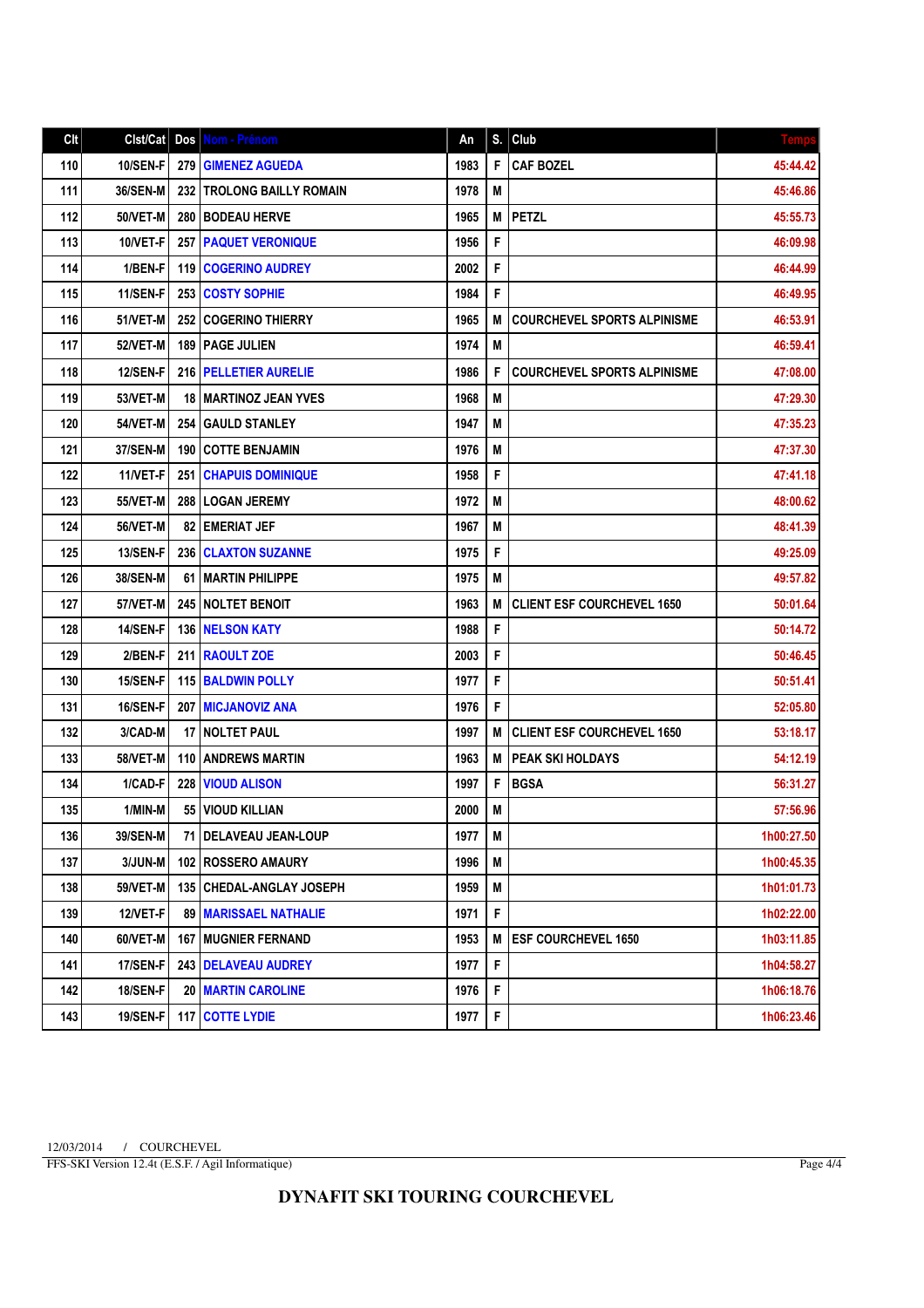| Clt | Clst/Cat | Dos | Nom - Prénom | An | S. | Club | Temps |
|---|---|---|---|---|---|---|---|
| 110 | 10/SEN-F | 279 | GIMENEZ AGUEDA | 1983 | F | CAF BOZEL | 45:44.42 |
| 111 | 36/SEN-M | 232 | TROLONG BAILLY ROMAIN | 1978 | M | | 45:46.86 |
| 112 | 50/VET-M | 280 | BODEAU HERVE | 1965 | M | PETZL | 45:55.73 |
| 113 | 10/VET-F | 257 | PAQUET VERONIQUE | 1956 | F | | 46:09.98 |
| 114 | 1/BEN-F | 119 | COGERINO AUDREY | 2002 | F | | 46:44.99 |
| 115 | 11/SEN-F | 253 | COSTY SOPHIE | 1984 | F | | 46:49.95 |
| 116 | 51/VET-M | 252 | COGERINO THIERRY | 1965 | M | COURCHEVEL SPORTS ALPINISME | 46:53.91 |
| 117 | 52/VET-M | 189 | PAGE JULIEN | 1974 | M | | 46:59.41 |
| 118 | 12/SEN-F | 216 | PELLETIER AURELIE | 1986 | F | COURCHEVEL SPORTS ALPINISME | 47:08.00 |
| 119 | 53/VET-M | 18 | MARTINOZ JEAN YVES | 1968 | M | | 47:29.30 |
| 120 | 54/VET-M | 254 | GAULD STANLEY | 1947 | M | | 47:35.23 |
| 121 | 37/SEN-M | 190 | COTTE BENJAMIN | 1976 | M | | 47:37.30 |
| 122 | 11/VET-F | 251 | CHAPUIS DOMINIQUE | 1958 | F | | 47:41.18 |
| 123 | 55/VET-M | 288 | LOGAN JEREMY | 1972 | M | | 48:00.62 |
| 124 | 56/VET-M | 82 | EMERIAT JEF | 1967 | M | | 48:41.39 |
| 125 | 13/SEN-F | 236 | CLAXTON SUZANNE | 1975 | F | | 49:25.09 |
| 126 | 38/SEN-M | 61 | MARTIN PHILIPPE | 1975 | M | | 49:57.82 |
| 127 | 57/VET-M | 245 | NOLTET BENOIT | 1963 | M | CLIENT ESF COURCHEVEL 1650 | 50:01.64 |
| 128 | 14/SEN-F | 136 | NELSON KATY | 1988 | F | | 50:14.72 |
| 129 | 2/BEN-F | 211 | RAOULT ZOE | 2003 | F | | 50:46.45 |
| 130 | 15/SEN-F | 115 | BALDWIN POLLY | 1977 | F | | 50:51.41 |
| 131 | 16/SEN-F | 207 | MICJANOVIZ ANA | 1976 | F | | 52:05.80 |
| 132 | 3/CAD-M | 17 | NOLTET PAUL | 1997 | M | CLIENT ESF COURCHEVEL 1650 | 53:18.17 |
| 133 | 58/VET-M | 110 | ANDREWS MARTIN | 1963 | M | PEAK SKI HOLDAYS | 54:12.19 |
| 134 | 1/CAD-F | 228 | VIOUD ALISON | 1997 | F | BGSA | 56:31.27 |
| 135 | 1/MIN-M | 55 | VIOUD KILLIAN | 2000 | M | | 57:56.96 |
| 136 | 39/SEN-M | 71 | DELAVEAU JEAN-LOUP | 1977 | M | | 1h00:27.50 |
| 137 | 3/JUN-M | 102 | ROSSERO AMAURY | 1996 | M | | 1h00:45.35 |
| 138 | 59/VET-M | 135 | CHEDAL-ANGLAY JOSEPH | 1959 | M | | 1h01:01.73 |
| 139 | 12/VET-F | 89 | MARISSAEL NATHALIE | 1971 | F | | 1h02:22.00 |
| 140 | 60/VET-M | 167 | MUGNIER FERNAND | 1953 | M | ESF COURCHEVEL 1650 | 1h03:11.85 |
| 141 | 17/SEN-F | 243 | DELAVEAU AUDREY | 1977 | F | | 1h04:58.27 |
| 142 | 18/SEN-F | 20 | MARTIN CAROLINE | 1976 | F | | 1h06:18.76 |
| 143 | 19/SEN-F | 117 | COTTE LYDIE | 1977 | F | | 1h06:23.46 |

12/03/2014 / COURCHEVEL

FFS-SKI Version 12.4t (E.S.F. / Agil Informatique)

**DYNAFIT SKI TOURING COURCHEVEL**